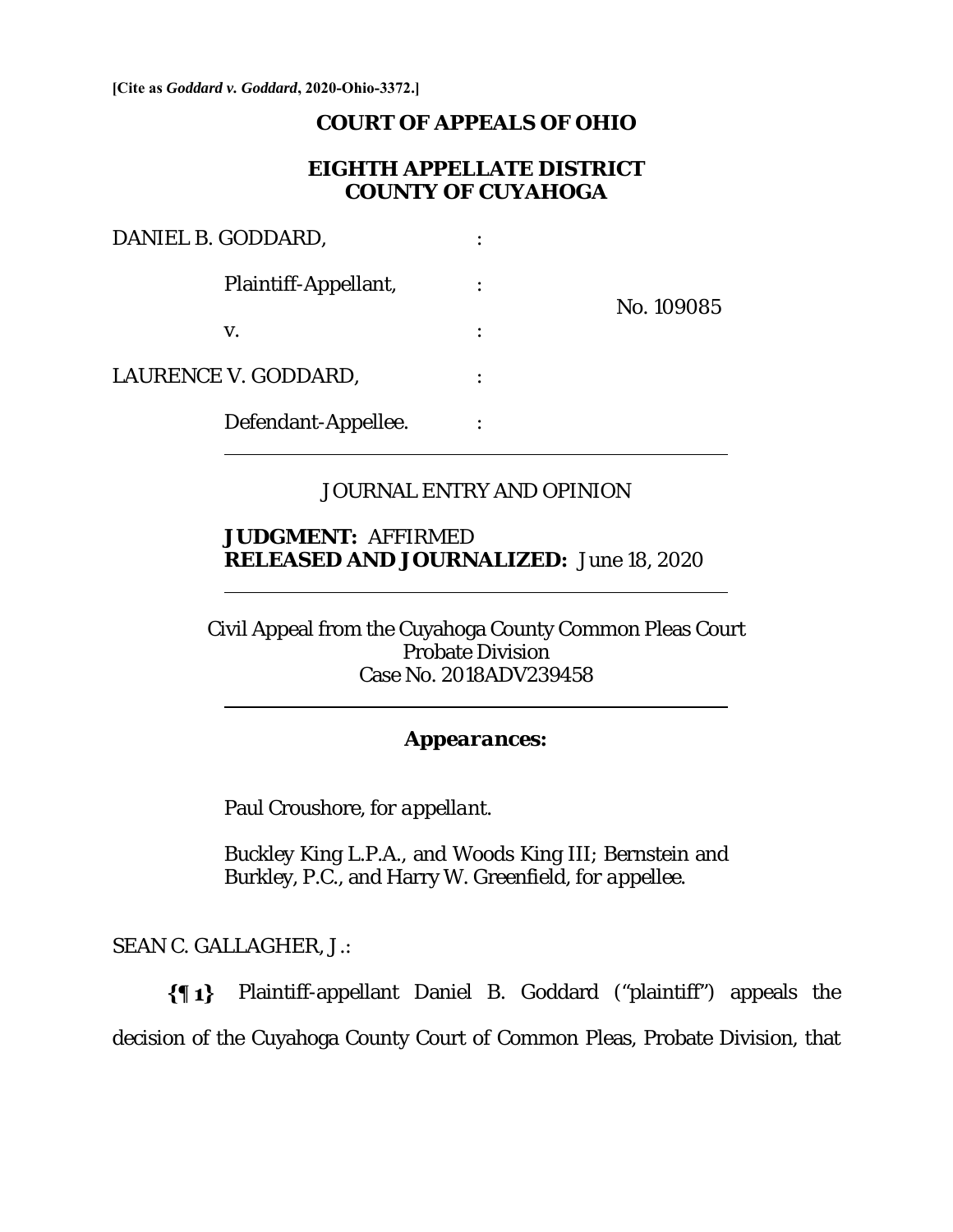**[Cite as *Goddard v. Goddard*, 2020-Ohio-3372.]**

# COURT OF APPEALS OF OHIO

## EIGHTH APPELLATE DISTRICT
## COUNTY OF CUYAHOGA

DANIEL B. GODDARD, :

Plaintiff-Appellant, : No. 109085

v. :

LAURENCE V. GODDARD, :

Defendant-Appellee. :

---

JOURNAL ENTRY AND OPINION

**JUDGMENT:** AFFIRMED
**RELEASED AND JOURNALIZED:** June 18, 2020

---

Civil Appeal from the Cuyahoga County Common Pleas Court
Probate Division
Case No. 2018ADV239458

---

***Appearances:***

Paul Croushore, *for appellant.*

Buckley King L.P.A., and Woods King III; Bernstein and Burkley, P.C., and Harry W. Greenfield, *for appellee.*

SEAN C. GALLAGHER, J.:

**{¶ 1}** Plaintiff-appellant Daniel B. Goddard ("plaintiff") appeals the decision of the Cuyahoga County Court of Common Pleas, Probate Division, that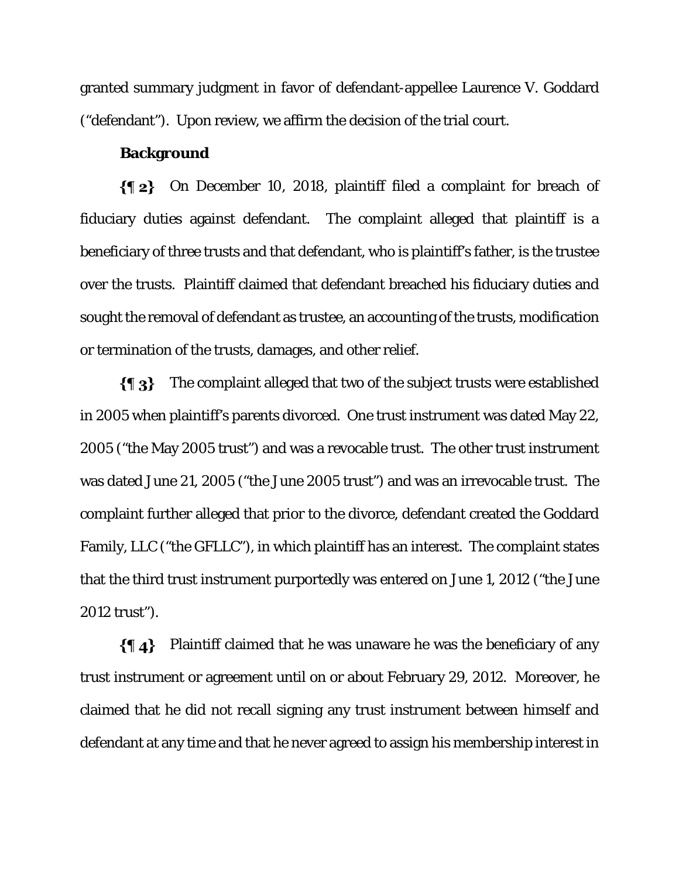granted summary judgment in favor of defendant-appellee Laurence V. Goddard ("defendant"). Upon review, we affirm the decision of the trial court.

**Background**

**{¶ 2}** On December 10, 2018, plaintiff filed a complaint for breach of fiduciary duties against defendant. The complaint alleged that plaintiff is a beneficiary of three trusts and that defendant, who is plaintiff's father, is the trustee over the trusts. Plaintiff claimed that defendant breached his fiduciary duties and sought the removal of defendant as trustee, an accounting of the trusts, modification or termination of the trusts, damages, and other relief.

**{¶ 3}** The complaint alleged that two of the subject trusts were established in 2005 when plaintiff's parents divorced. One trust instrument was dated May 22, 2005 ("the May 2005 trust") and was a revocable trust. The other trust instrument was dated June 21, 2005 ("the June 2005 trust") and was an irrevocable trust. The complaint further alleged that prior to the divorce, defendant created the Goddard Family, LLC ("the GFLLC"), in which plaintiff has an interest. The complaint states that the third trust instrument purportedly was entered on June 1, 2012 ("the June 2012 trust").

**{¶ 4}** Plaintiff claimed that he was unaware he was the beneficiary of any trust instrument or agreement until on or about February 29, 2012. Moreover, he claimed that he did not recall signing any trust instrument between himself and defendant at any time and that he never agreed to assign his membership interest in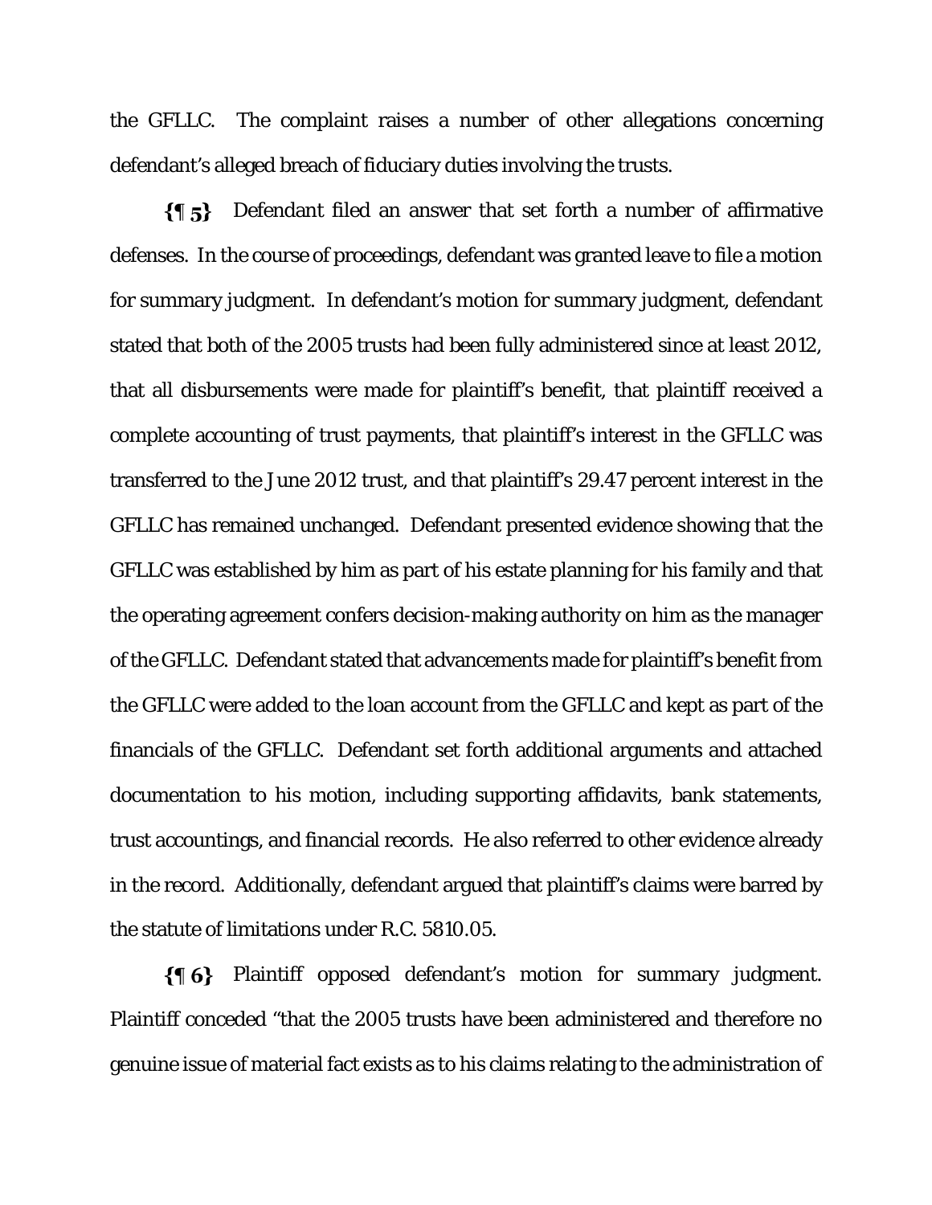the GFLLC. The complaint raises a number of other allegations concerning defendant's alleged breach of fiduciary duties involving the trusts.

**{¶ 5}** Defendant filed an answer that set forth a number of affirmative defenses. In the course of proceedings, defendant was granted leave to file a motion for summary judgment. In defendant's motion for summary judgment, defendant stated that both of the 2005 trusts had been fully administered since at least 2012, that all disbursements were made for plaintiff's benefit, that plaintiff received a complete accounting of trust payments, that plaintiff's interest in the GFLLC was transferred to the June 2012 trust, and that plaintiff's 29.47 percent interest in the GFLLC has remained unchanged. Defendant presented evidence showing that the GFLLC was established by him as part of his estate planning for his family and that the operating agreement confers decision-making authority on him as the manager of the GFLLC. Defendant stated that advancements made for plaintiff's benefit from the GFLLC were added to the loan account from the GFLLC and kept as part of the financials of the GFLLC. Defendant set forth additional arguments and attached documentation to his motion, including supporting affidavits, bank statements, trust accountings, and financial records. He also referred to other evidence already in the record. Additionally, defendant argued that plaintiff's claims were barred by the statute of limitations under R.C. 5810.05.

**{¶ 6}** Plaintiff opposed defendant's motion for summary judgment. Plaintiff conceded "that the 2005 trusts have been administered and therefore no genuine issue of material fact exists as to his claims relating to the administration of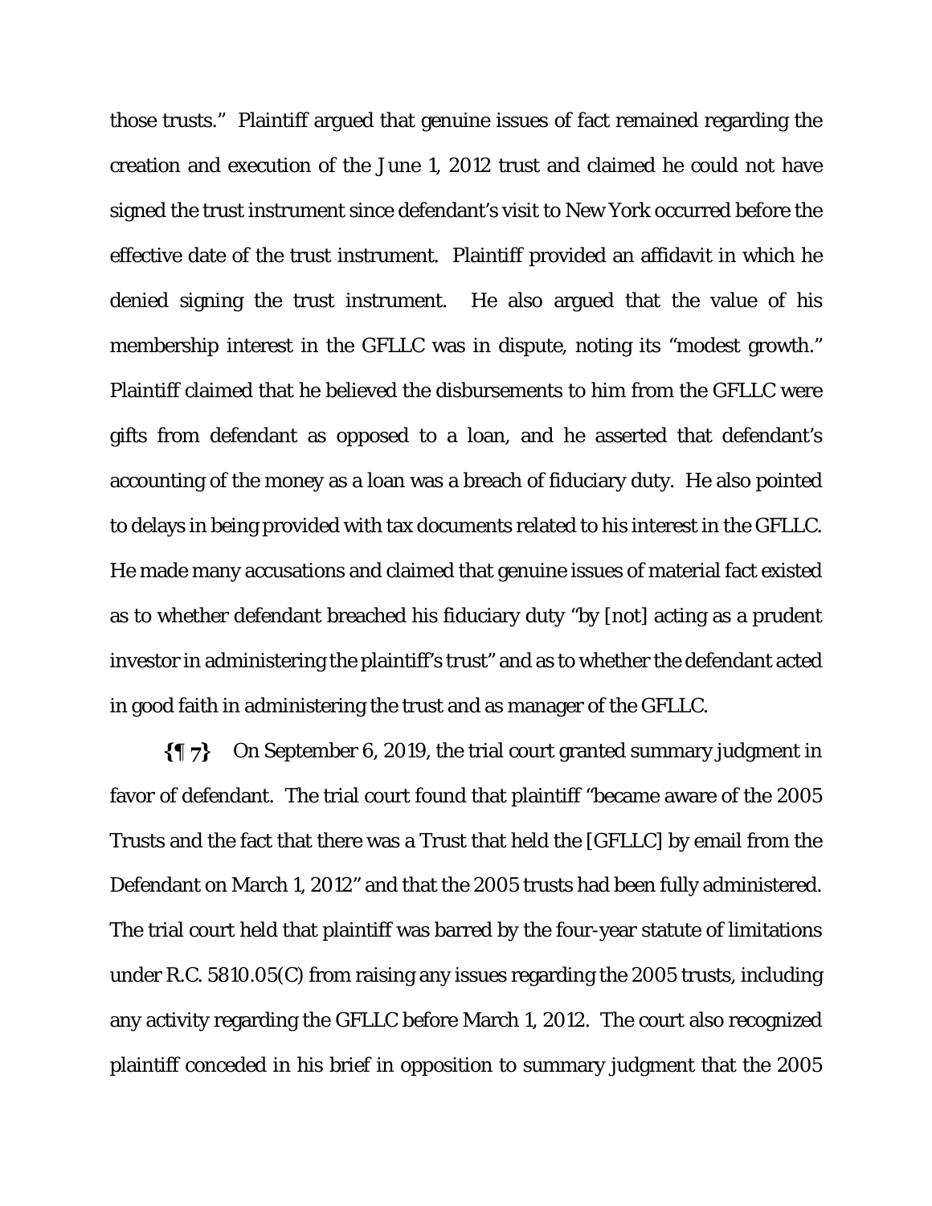those trusts." Plaintiff argued that genuine issues of fact remained regarding the creation and execution of the June 1, 2012 trust and claimed he could not have signed the trust instrument since defendant's visit to New York occurred before the effective date of the trust instrument. Plaintiff provided an affidavit in which he denied signing the trust instrument. He also argued that the value of his membership interest in the GFLLC was in dispute, noting its "modest growth." Plaintiff claimed that he believed the disbursements to him from the GFLLC were gifts from defendant as opposed to a loan, and he asserted that defendant's accounting of the money as a loan was a breach of fiduciary duty. He also pointed to delays in being provided with tax documents related to his interest in the GFLLC. He made many accusations and claimed that genuine issues of material fact existed as to whether defendant breached his fiduciary duty "by [not] acting as a prudent investor in administering the plaintiff's trust" and as to whether the defendant acted in good faith in administering the trust and as manager of the GFLLC.

**{¶ 7}** On September 6, 2019, the trial court granted summary judgment in favor of defendant. The trial court found that plaintiff "became aware of the 2005 Trusts and the fact that there was a Trust that held the [GFLLC] by email from the Defendant on March 1, 2012" and that the 2005 trusts had been fully administered. The trial court held that plaintiff was barred by the four-year statute of limitations under R.C. 5810.05(C) from raising any issues regarding the 2005 trusts, including any activity regarding the GFLLC before March 1, 2012. The court also recognized plaintiff conceded in his brief in opposition to summary judgment that the 2005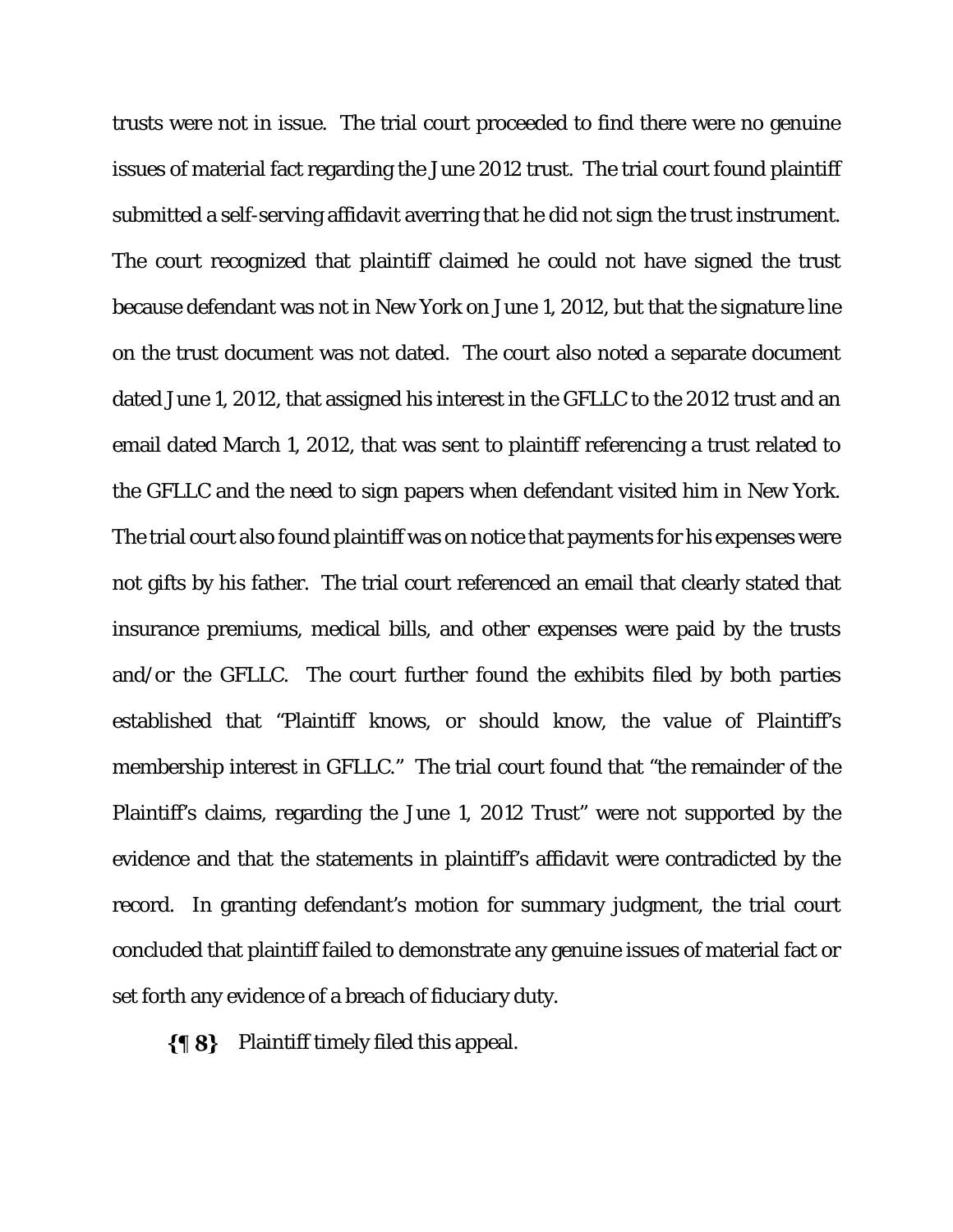trusts were not in issue. The trial court proceeded to find there were no genuine issues of material fact regarding the June 2012 trust. The trial court found plaintiff submitted a self-serving affidavit averring that he did not sign the trust instrument. The court recognized that plaintiff claimed he could not have signed the trust because defendant was not in New York on June 1, 2012, but that the signature line on the trust document was not dated. The court also noted a separate document dated June 1, 2012, that assigned his interest in the GFLLC to the 2012 trust and an email dated March 1, 2012, that was sent to plaintiff referencing a trust related to the GFLLC and the need to sign papers when defendant visited him in New York. The trial court also found plaintiff was on notice that payments for his expenses were not gifts by his father. The trial court referenced an email that clearly stated that insurance premiums, medical bills, and other expenses were paid by the trusts and/or the GFLLC. The court further found the exhibits filed by both parties established that "Plaintiff knows, or should know, the value of Plaintiff's membership interest in GFLLC." The trial court found that "the remainder of the Plaintiff's claims, regarding the June 1, 2012 Trust" were not supported by the evidence and that the statements in plaintiff's affidavit were contradicted by the record. In granting defendant's motion for summary judgment, the trial court concluded that plaintiff failed to demonstrate any genuine issues of material fact or set forth any evidence of a breach of fiduciary duty.

**{¶ 8}** Plaintiff timely filed this appeal.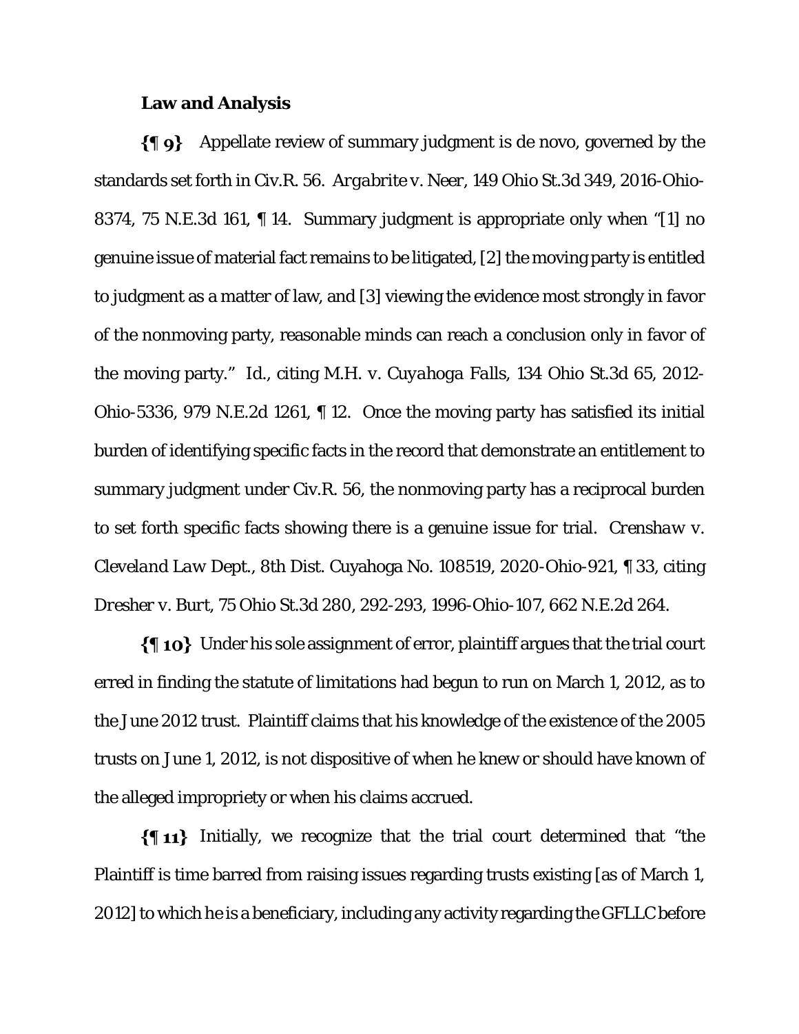**Law and Analysis**

**{¶ 9}** Appellate review of summary judgment is de novo, governed by the standards set forth in Civ.R. 56. *Argabrite v. Neer*, 149 Ohio St.3d 349, 2016-Ohio-8374, 75 N.E.3d 161, ¶ 14. Summary judgment is appropriate only when "[1] no genuine issue of material fact remains to be litigated, [2] the moving party is entitled to judgment as a matter of law, and [3] viewing the evidence most strongly in favor of the nonmoving party, reasonable minds can reach a conclusion only in favor of the moving party." *Id.*, citing *M.H. v. Cuyahoga Falls*, 134 Ohio St.3d 65, 2012-Ohio-5336, 979 N.E.2d 1261, ¶ 12. Once the moving party has satisfied its initial burden of identifying specific facts in the record that demonstrate an entitlement to summary judgment under Civ.R. 56, the nonmoving party has a reciprocal burden to set forth specific facts showing there is a genuine issue for trial. *Crenshaw v. Cleveland Law Dept.*, 8th Dist. Cuyahoga No. 108519, 2020-Ohio-921, ¶ 33, citing *Dresher v. Burt*, 75 Ohio St.3d 280, 292-293, 1996-Ohio-107, 662 N.E.2d 264.

**{¶ 10}** Under his sole assignment of error, plaintiff argues that the trial court erred in finding the statute of limitations had begun to run on March 1, 2012, as to the June 2012 trust. Plaintiff claims that his knowledge of the existence of the 2005 trusts on June 1, 2012, is not dispositive of when he knew or should have known of the alleged impropriety or when his claims accrued.

**{¶ 11}** Initially, we recognize that the trial court determined that "the Plaintiff is time barred from raising issues regarding trusts existing [as of March 1, 2012] to which he is a beneficiary, including any activity regarding the GFLLC before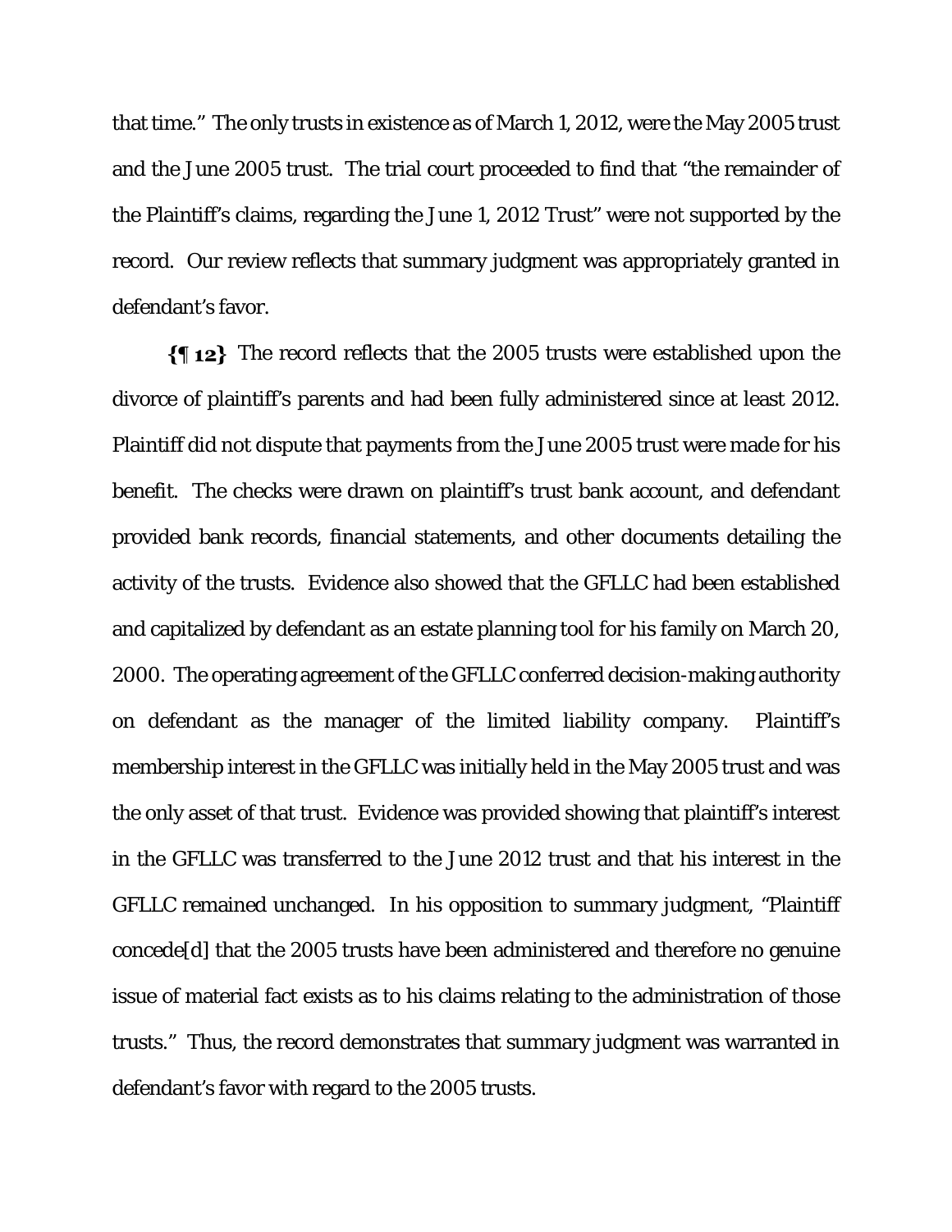that time." The only trusts in existence as of March 1, 2012, were the May 2005 trust and the June 2005 trust. The trial court proceeded to find that "the remainder of the Plaintiff's claims, regarding the June 1, 2012 Trust" were not supported by the record. Our review reflects that summary judgment was appropriately granted in defendant's favor.

**{¶ 12}** The record reflects that the 2005 trusts were established upon the divorce of plaintiff's parents and had been fully administered since at least 2012. Plaintiff did not dispute that payments from the June 2005 trust were made for his benefit. The checks were drawn on plaintiff's trust bank account, and defendant provided bank records, financial statements, and other documents detailing the activity of the trusts. Evidence also showed that the GFLLC had been established and capitalized by defendant as an estate planning tool for his family on March 20, 2000. The operating agreement of the GFLLC conferred decision-making authority on defendant as the manager of the limited liability company. Plaintiff's membership interest in the GFLLC was initially held in the May 2005 trust and was the only asset of that trust. Evidence was provided showing that plaintiff's interest in the GFLLC was transferred to the June 2012 trust and that his interest in the GFLLC remained unchanged. In his opposition to summary judgment, "Plaintiff concede[d] that the 2005 trusts have been administered and therefore no genuine issue of material fact exists as to his claims relating to the administration of those trusts." Thus, the record demonstrates that summary judgment was warranted in defendant's favor with regard to the 2005 trusts.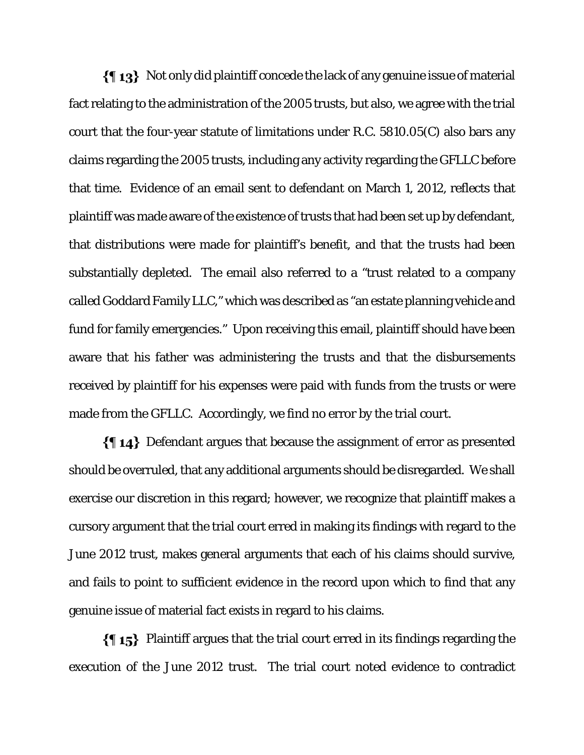**{¶ 13}** Not only did plaintiff concede the lack of any genuine issue of material fact relating to the administration of the 2005 trusts, but also, we agree with the trial court that the four-year statute of limitations under R.C. 5810.05(C) also bars any claims regarding the 2005 trusts, including any activity regarding the GFLLC before that time. Evidence of an email sent to defendant on March 1, 2012, reflects that plaintiff was made aware of the existence of trusts that had been set up by defendant, that distributions were made for plaintiff's benefit, and that the trusts had been substantially depleted. The email also referred to a "trust related to a company called Goddard Family LLC," which was described as "an estate planning vehicle and fund for family emergencies." Upon receiving this email, plaintiff should have been aware that his father was administering the trusts and that the disbursements received by plaintiff for his expenses were paid with funds from the trusts or were made from the GFLLC. Accordingly, we find no error by the trial court.

**{¶ 14}** Defendant argues that because the assignment of error as presented should be overruled, that any additional arguments should be disregarded. We shall exercise our discretion in this regard; however, we recognize that plaintiff makes a cursory argument that the trial court erred in making its findings with regard to the June 2012 trust, makes general arguments that each of his claims should survive, and fails to point to sufficient evidence in the record upon which to find that any genuine issue of material fact exists in regard to his claims.

**{¶ 15}** Plaintiff argues that the trial court erred in its findings regarding the execution of the June 2012 trust. The trial court noted evidence to contradict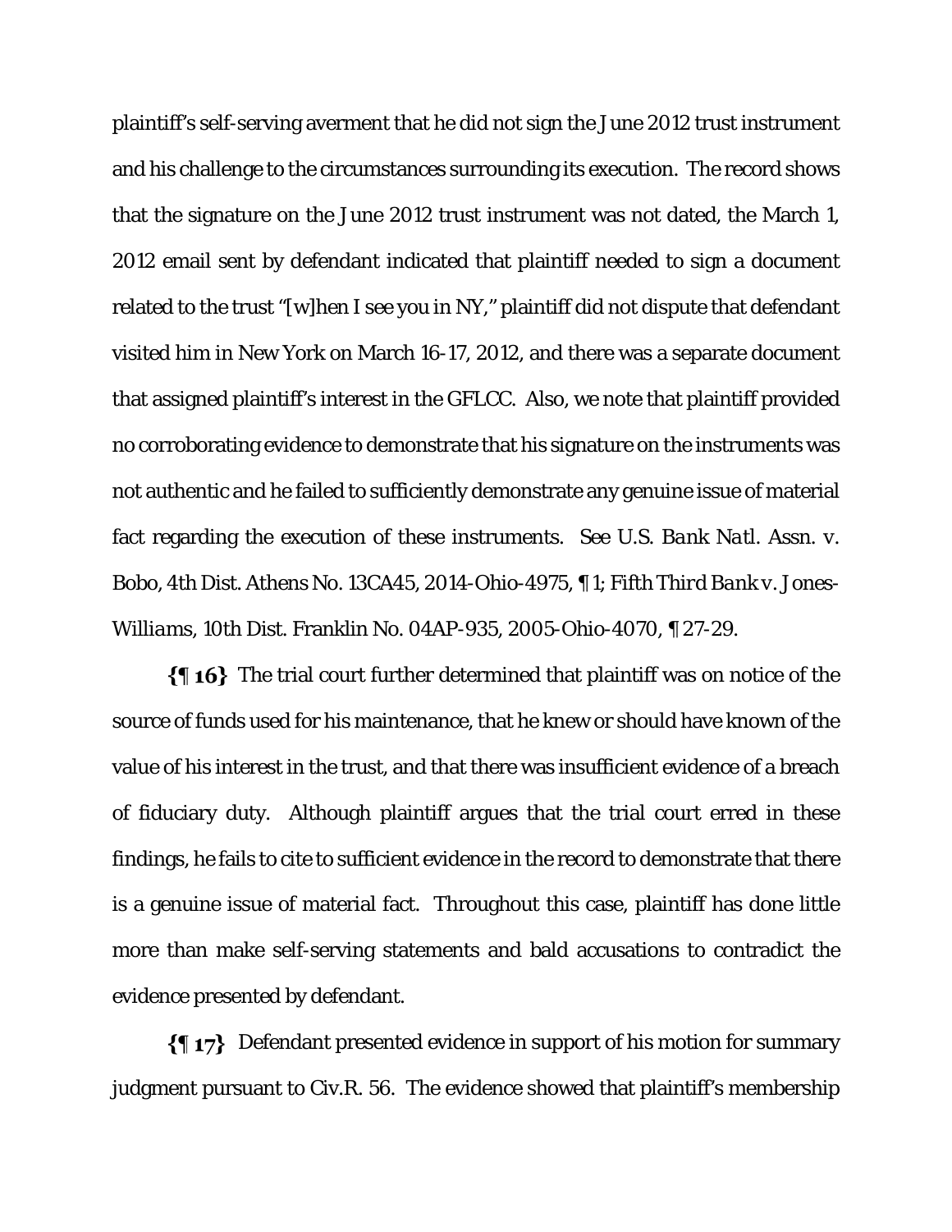plaintiff's self-serving averment that he did not sign the June 2012 trust instrument and his challenge to the circumstances surrounding its execution. The record shows that the signature on the June 2012 trust instrument was not dated, the March 1, 2012 email sent by defendant indicated that plaintiff needed to sign a document related to the trust "[w]hen I see you in NY," plaintiff did not dispute that defendant visited him in New York on March 16-17, 2012, and there was a separate document that assigned plaintiff's interest in the GFLCC. Also, we note that plaintiff provided no corroborating evidence to demonstrate that his signature on the instruments was not authentic and he failed to sufficiently demonstrate any genuine issue of material fact regarding the execution of these instruments. See *U.S. Bank Natl. Assn. v. Bobo*, 4th Dist. Athens No. 13CA45, 2014-Ohio-4975, ¶ 1; *Fifth Third Bank v. Jones-Williams*, 10th Dist. Franklin No. 04AP-935, 2005-Ohio-4070, ¶ 27-29.

**{¶ 16}** The trial court further determined that plaintiff was on notice of the source of funds used for his maintenance, that he knew or should have known of the value of his interest in the trust, and that there was insufficient evidence of a breach of fiduciary duty. Although plaintiff argues that the trial court erred in these findings, he fails to cite to sufficient evidence in the record to demonstrate that there is a genuine issue of material fact. Throughout this case, plaintiff has done little more than make self-serving statements and bald accusations to contradict the evidence presented by defendant.

**{¶ 17}** Defendant presented evidence in support of his motion for summary judgment pursuant to Civ.R. 56. The evidence showed that plaintiff's membership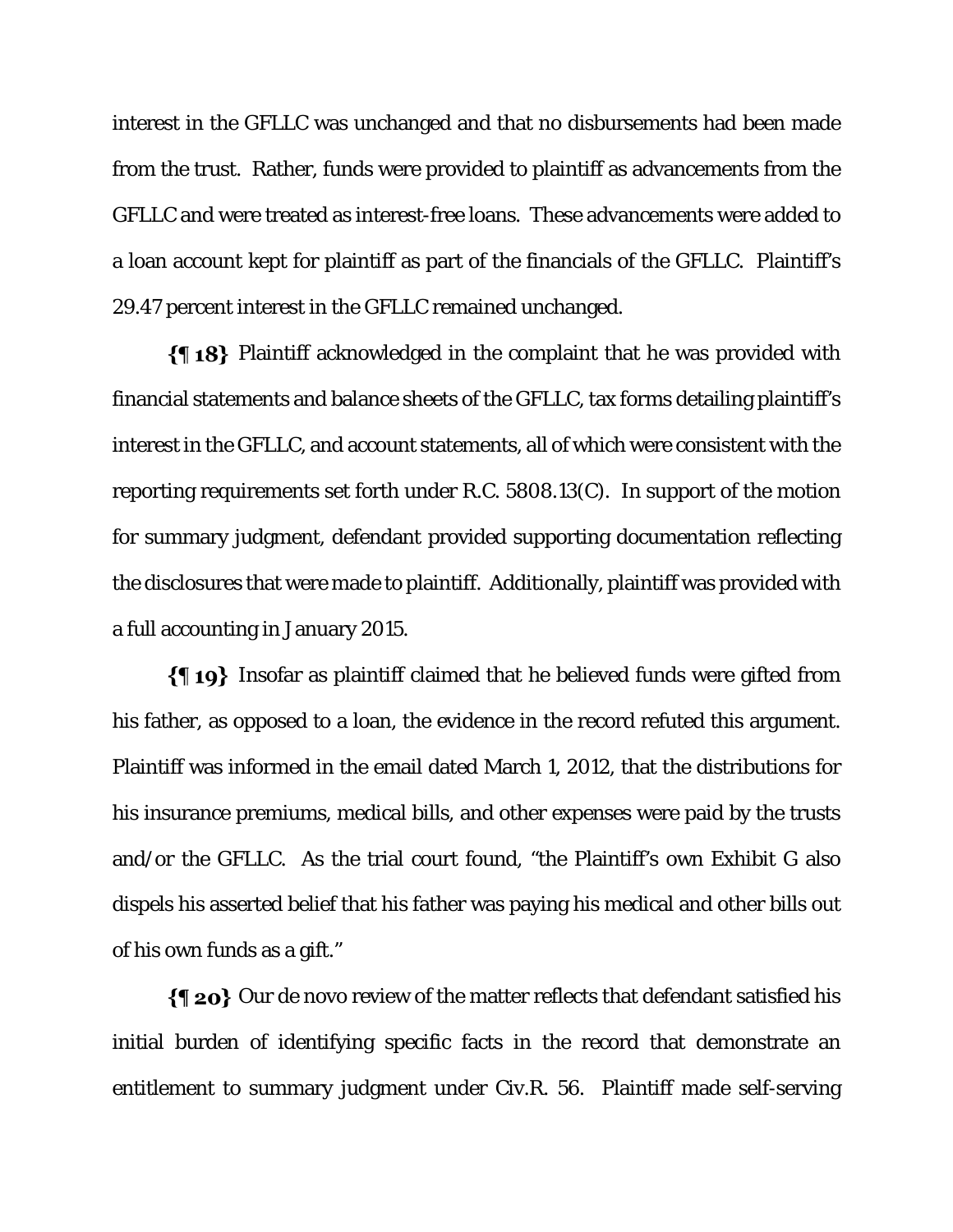interest in the GFLLC was unchanged and that no disbursements had been made from the trust. Rather, funds were provided to plaintiff as advancements from the GFLLC and were treated as interest-free loans. These advancements were added to a loan account kept for plaintiff as part of the financials of the GFLLC. Plaintiff's 29.47 percent interest in the GFLLC remained unchanged.

**{¶ 18}** Plaintiff acknowledged in the complaint that he was provided with financial statements and balance sheets of the GFLLC, tax forms detailing plaintiff's interest in the GFLLC, and account statements, all of which were consistent with the reporting requirements set forth under R.C. 5808.13(C). In support of the motion for summary judgment, defendant provided supporting documentation reflecting the disclosures that were made to plaintiff. Additionally, plaintiff was provided with a full accounting in January 2015.

**{¶ 19}** Insofar as plaintiff claimed that he believed funds were gifted from his father, as opposed to a loan, the evidence in the record refuted this argument. Plaintiff was informed in the email dated March 1, 2012, that the distributions for his insurance premiums, medical bills, and other expenses were paid by the trusts and/or the GFLLC. As the trial court found, "the Plaintiff's own Exhibit G also dispels his asserted belief that his father was paying his medical and other bills out of his own funds as a gift."

**{¶ 20}** Our de novo review of the matter reflects that defendant satisfied his initial burden of identifying specific facts in the record that demonstrate an entitlement to summary judgment under Civ.R. 56. Plaintiff made self-serving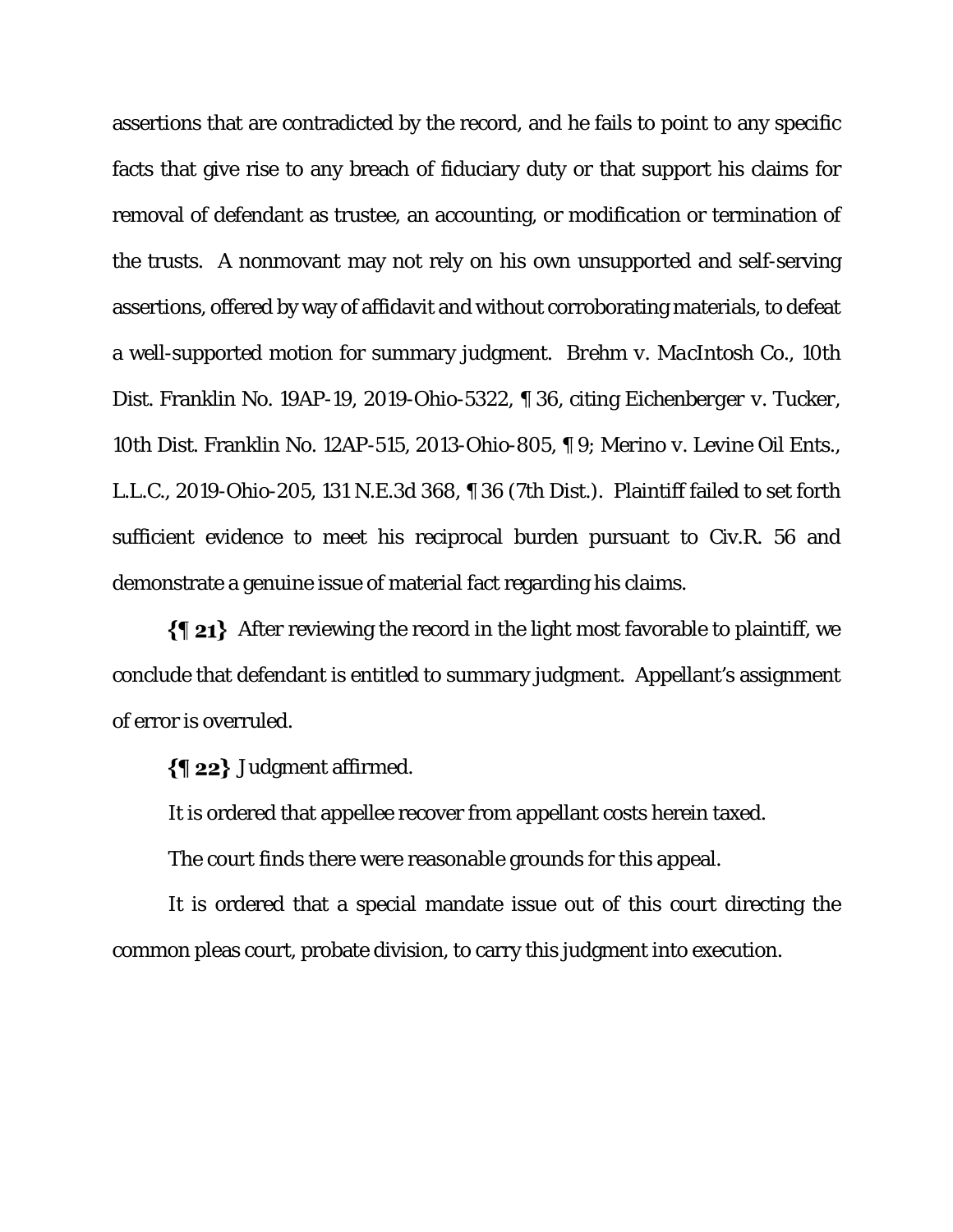assertions that are contradicted by the record, and he fails to point to any specific facts that give rise to any breach of fiduciary duty or that support his claims for removal of defendant as trustee, an accounting, or modification or termination of the trusts. A nonmovant may not rely on his own unsupported and self-serving assertions, offered by way of affidavit and without corroborating materials, to defeat a well-supported motion for summary judgment. *Brehm v. MacIntosh Co.*, 10th Dist. Franklin No. 19AP-19, 2019-Ohio-5322, ¶ 36, citing *Eichenberger v. Tucker*, 10th Dist. Franklin No. 12AP-515, 2013-Ohio-805, ¶ 9; *Merino v. Levine Oil Ents., L.L.C.*, 2019-Ohio-205, 131 N.E.3d 368, ¶ 36 (7th Dist.). Plaintiff failed to set forth sufficient evidence to meet his reciprocal burden pursuant to Civ.R. 56 and demonstrate a genuine issue of material fact regarding his claims.

**{¶ 21}** After reviewing the record in the light most favorable to plaintiff, we conclude that defendant is entitled to summary judgment. Appellant's assignment of error is overruled.

**{¶ 22}** Judgment affirmed.

It is ordered that appellee recover from appellant costs herein taxed.

The court finds there were reasonable grounds for this appeal.

It is ordered that a special mandate issue out of this court directing the common pleas court, probate division, to carry this judgment into execution.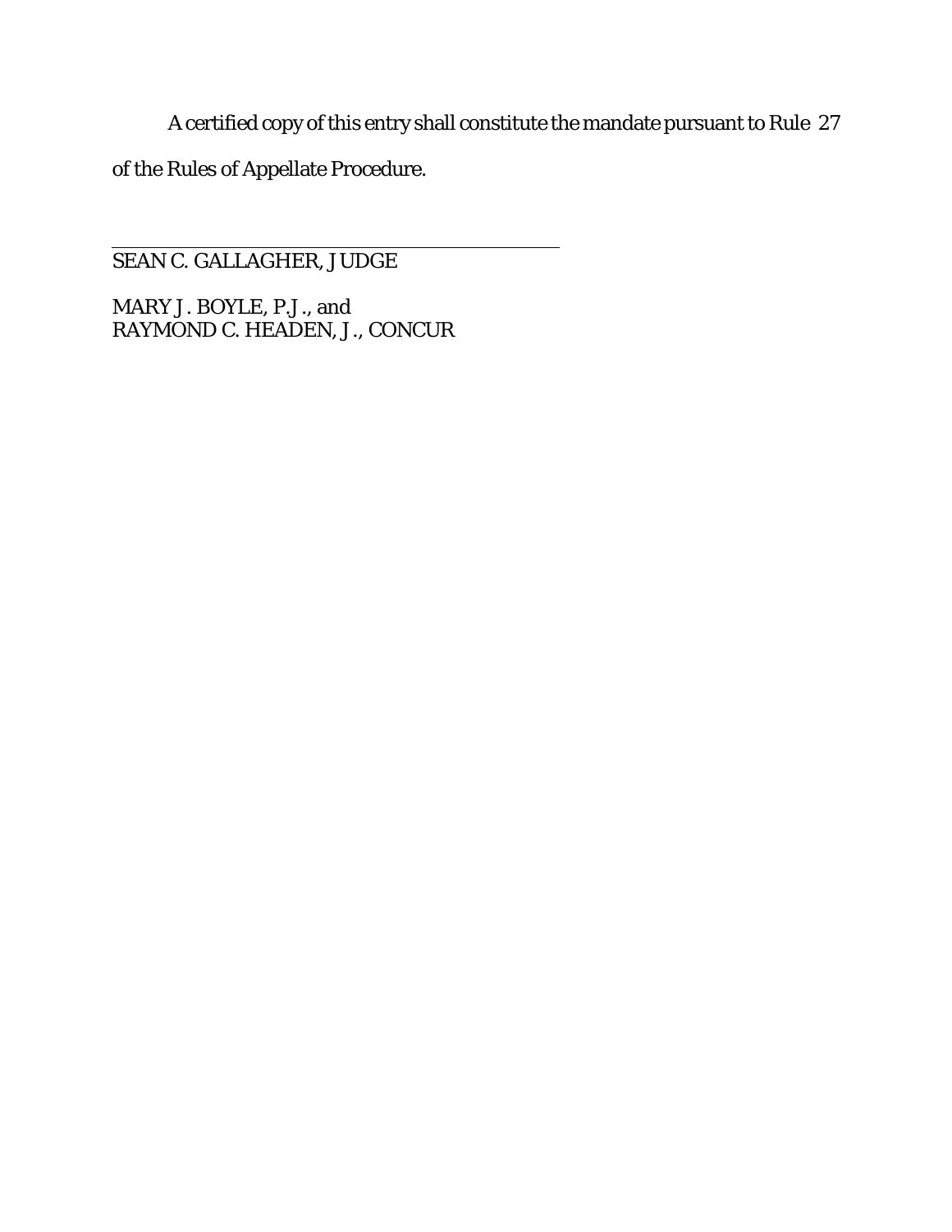A certified copy of this entry shall constitute the mandate pursuant to Rule 27 of the Rules of Appellate Procedure.

_______________________________________

SEAN C. GALLAGHER, JUDGE

MARY J. BOYLE, P.J., and
RAYMOND C. HEADEN, J., CONCUR